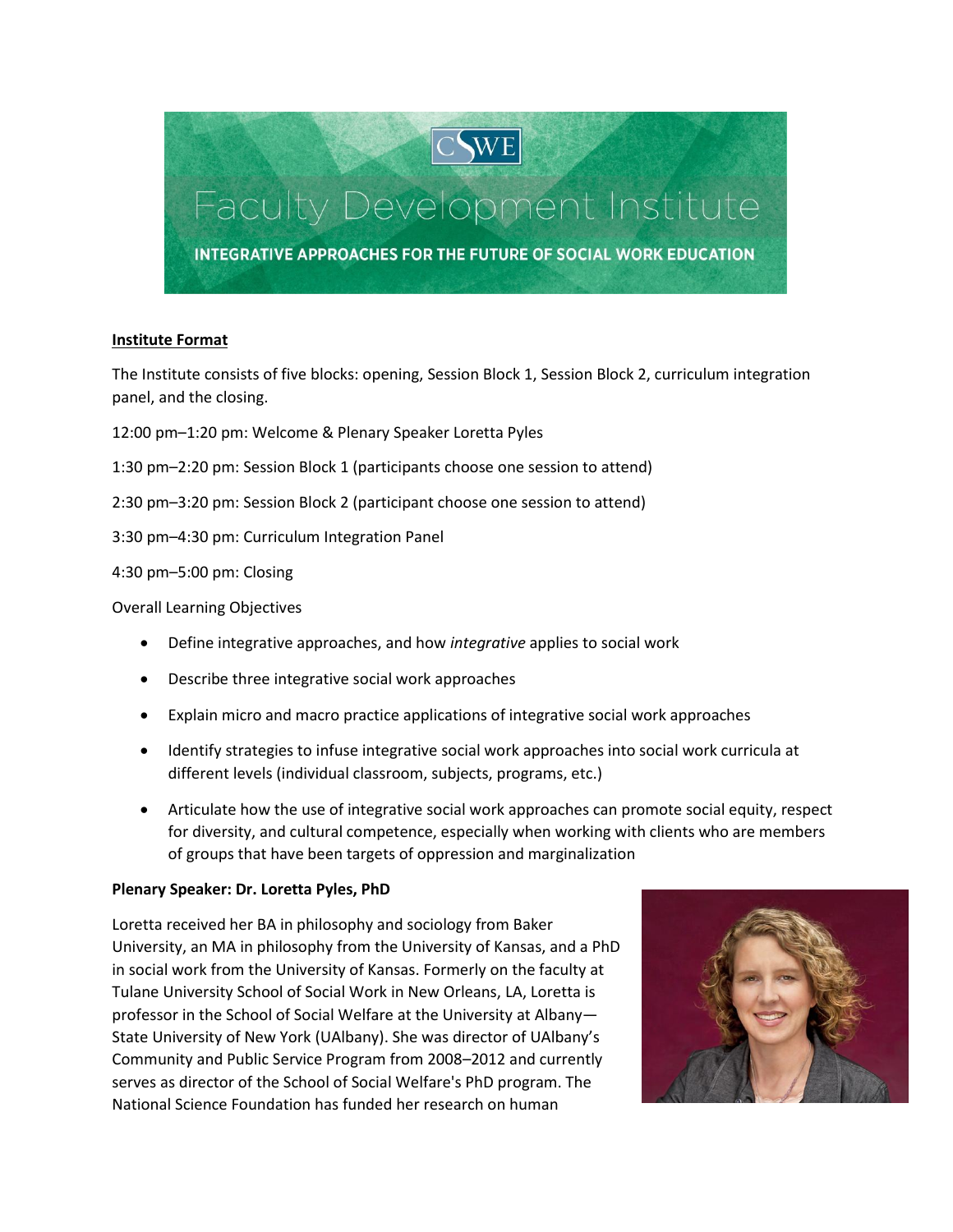CSWE

# Faculty Development Institute

INTEGRATIVE APPROACHES FOR THE FUTURE OF SOCIAL WORK EDUCATION

**Institute Format**

The Institute consists of five blocks: opening, Session Block 1, Session Block 2, curriculum integration panel, and the closing.

12:00 pm–1:20 pm: Welcome & Plenary Speaker Loretta Pyles

1:30 pm–2:20 pm: Session Block 1 (participants choose one session to attend)

2:30 pm–3:20 pm: Session Block 2 (participant choose one session to attend)

3:30 pm–4:30 pm: Curriculum Integration Panel

4:30 pm–5:00 pm: Closing

Overall Learning Objectives

- Define integrative approaches, and how *integrative* applies to social work
- Describe three integrative social work approaches
- Explain micro and macro practice applications of integrative social work approaches
- Identify strategies to infuse integrative social work approaches into social work curricula at different levels (individual classroom, subjects, programs, etc.)
- Articulate how the use of integrative social work approaches can promote social equity, respect for diversity, and cultural competence, especially when working with clients who are members of groups that have been targets of oppression and marginalization

**Plenary Speaker: Dr. Loretta Pyles, PhD**

Loretta received her BA in philosophy and sociology from Baker University, an MA in philosophy from the University of Kansas, and a PhD in social work from the University of Kansas. Formerly on the faculty at Tulane University School of Social Work in New Orleans, LA, Loretta is professor in the School of Social Welfare at the University at Albany—State University of New York (UAlbany). She was director of UAlbany's Community and Public Service Program from 2008–2012 and currently serves as director of the School of Social Welfare's PhD program. The National Science Foundation has funded her research on human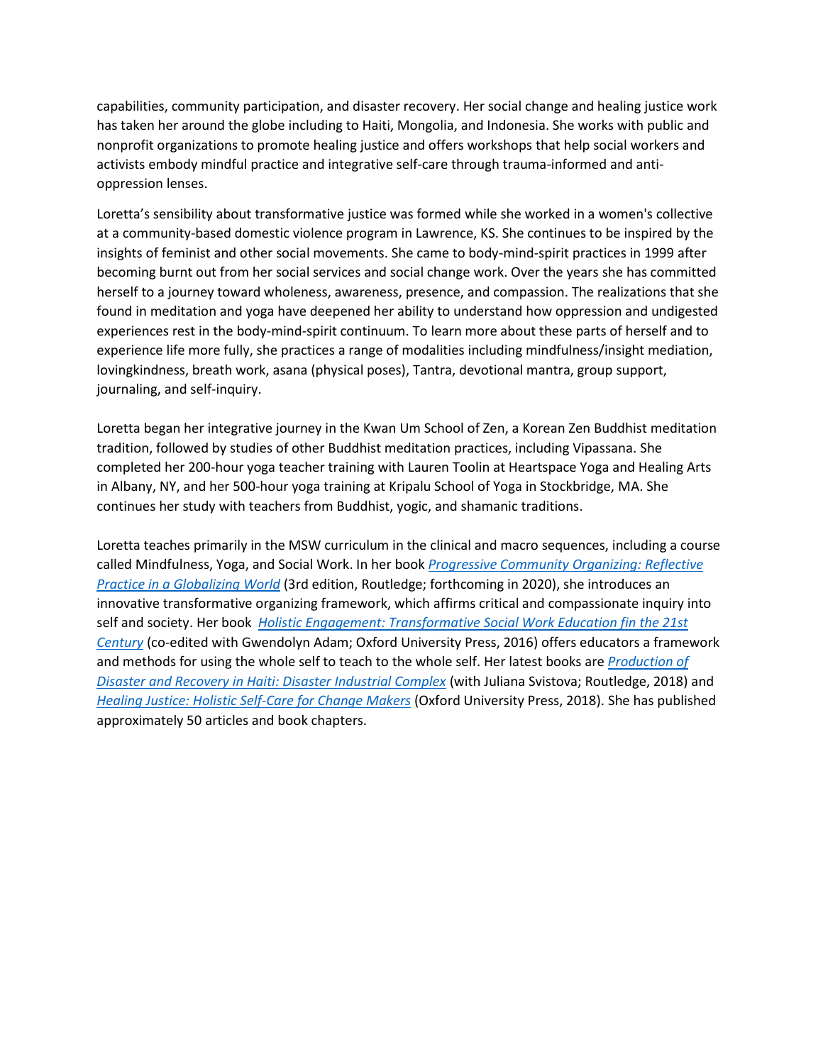capabilities, community participation, and disaster recovery. Her social change and healing justice work has taken her around the globe including to Haiti, Mongolia, and Indonesia. She works with public and nonprofit organizations to promote healing justice and offers workshops that help social workers and activists embody mindful practice and integrative self-care through trauma-informed and anti-oppression lenses.

Loretta's sensibility about transformative justice was formed while she worked in a women's collective at a community-based domestic violence program in Lawrence, KS. She continues to be inspired by the insights of feminist and other social movements. She came to body-mind-spirit practices in 1999 after becoming burnt out from her social services and social change work. Over the years she has committed herself to a journey toward wholeness, awareness, presence, and compassion. The realizations that she found in meditation and yoga have deepened her ability to understand how oppression and undigested experiences rest in the body-mind-spirit continuum. To learn more about these parts of herself and to experience life more fully, she practices a range of modalities including mindfulness/insight mediation, lovingkindness, breath work, asana (physical poses), Tantra, devotional mantra, group support, journaling, and self-inquiry.

Loretta began her integrative journey in the Kwan Um School of Zen, a Korean Zen Buddhist meditation tradition, followed by studies of other Buddhist meditation practices, including Vipassana. She completed her 200-hour yoga teacher training with Lauren Toolin at Heartspace Yoga and Healing Arts in Albany, NY, and her 500-hour yoga training at Kripalu School of Yoga in Stockbridge, MA. She continues her study with teachers from Buddhist, yogic, and shamanic traditions.

Loretta teaches primarily in the MSW curriculum in the clinical and macro sequences, including a course called Mindfulness, Yoga, and Social Work. In her book *Progressive Community Organizing: Reflective Practice in a Globalizing World* (3rd edition, Routledge; forthcoming in 2020), she introduces an innovative transformative organizing framework, which affirms critical and compassionate inquiry into self and society. Her book *Holistic Engagement: Transformative Social Work Education fin the 21st Century* (co-edited with Gwendolyn Adam; Oxford University Press, 2016) offers educators a framework and methods for using the whole self to teach to the whole self. Her latest books are *Production of Disaster and Recovery in Haiti: Disaster Industrial Complex* (with Juliana Svistova; Routledge, 2018) and *Healing Justice: Holistic Self-Care for Change Makers* (Oxford University Press, 2018). She has published approximately 50 articles and book chapters.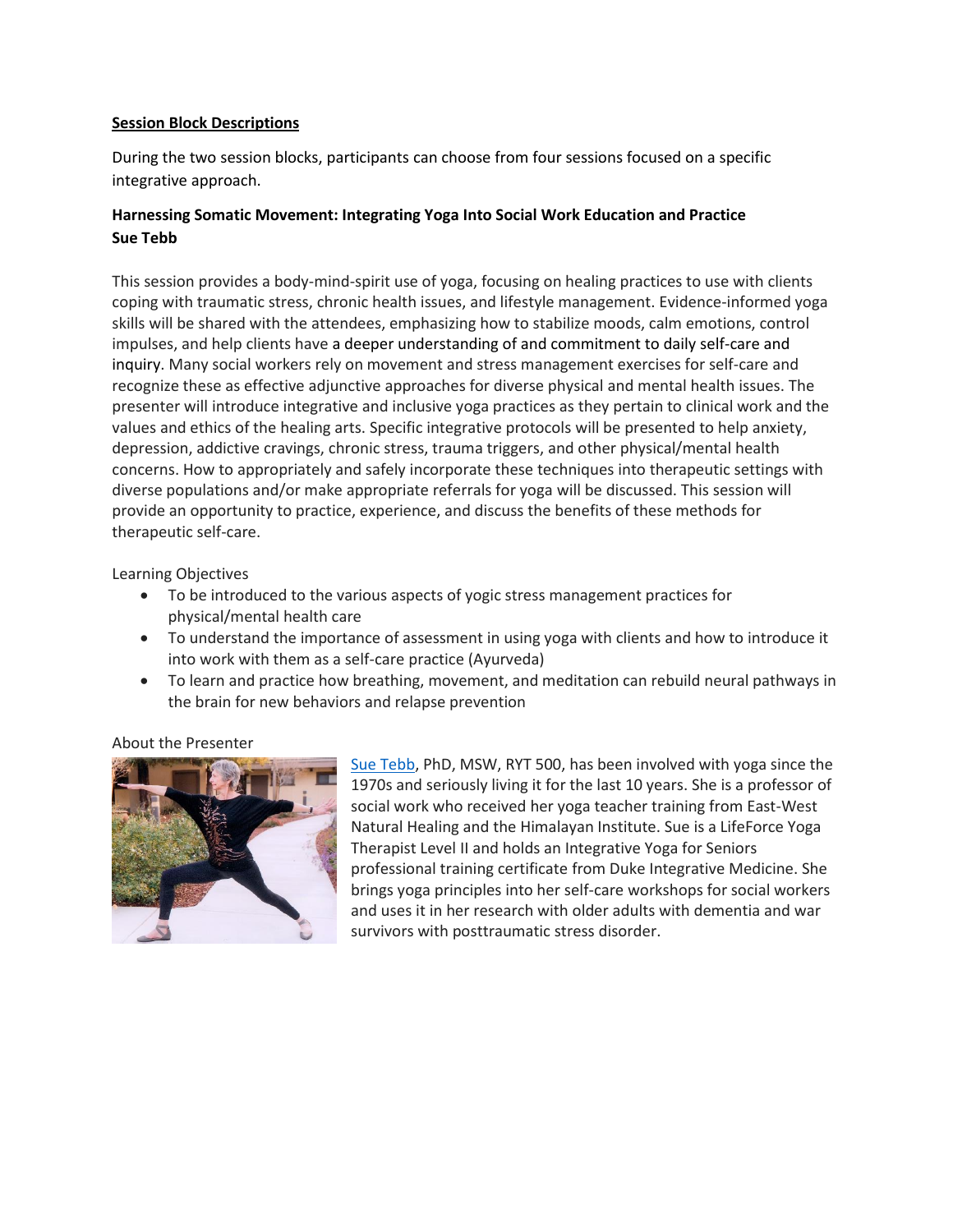**Session Block Descriptions**

During the two session blocks, participants can choose from four sessions focused on a specific integrative approach.

**Harnessing Somatic Movement: Integrating Yoga Into Social Work Education and Practice**
**Sue Tebb**

This session provides a body-mind-spirit use of yoga, focusing on healing practices to use with clients coping with traumatic stress, chronic health issues, and lifestyle management. Evidence-informed yoga skills will be shared with the attendees, emphasizing how to stabilize moods, calm emotions, control impulses, and help clients have a deeper understanding of and commitment to daily self-care and inquiry. Many social workers rely on movement and stress management exercises for self-care and recognize these as effective adjunctive approaches for diverse physical and mental health issues. The presenter will introduce integrative and inclusive yoga practices as they pertain to clinical work and the values and ethics of the healing arts. Specific integrative protocols will be presented to help anxiety, depression, addictive cravings, chronic stress, trauma triggers, and other physical/mental health concerns. How to appropriately and safely incorporate these techniques into therapeutic settings with diverse populations and/or make appropriate referrals for yoga will be discussed. This session will provide an opportunity to practice, experience, and discuss the benefits of these methods for therapeutic self-care.

Learning Objectives

- To be introduced to the various aspects of yogic stress management practices for physical/mental health care
- To understand the importance of assessment in using yoga with clients and how to introduce it into work with them as a self-care practice (Ayurveda)
- To learn and practice how breathing, movement, and meditation can rebuild neural pathways in the brain for new behaviors and relapse prevention

About the Presenter

Sue Tebb, PhD, MSW, RYT 500, has been involved with yoga since the 1970s and seriously living it for the last 10 years. She is a professor of social work who received her yoga teacher training from East-West Natural Healing and the Himalayan Institute. Sue is a LifeForce Yoga Therapist Level II and holds an Integrative Yoga for Seniors professional training certificate from Duke Integrative Medicine. She brings yoga principles into her self-care workshops for social workers and uses it in her research with older adults with dementia and war survivors with posttraumatic stress disorder.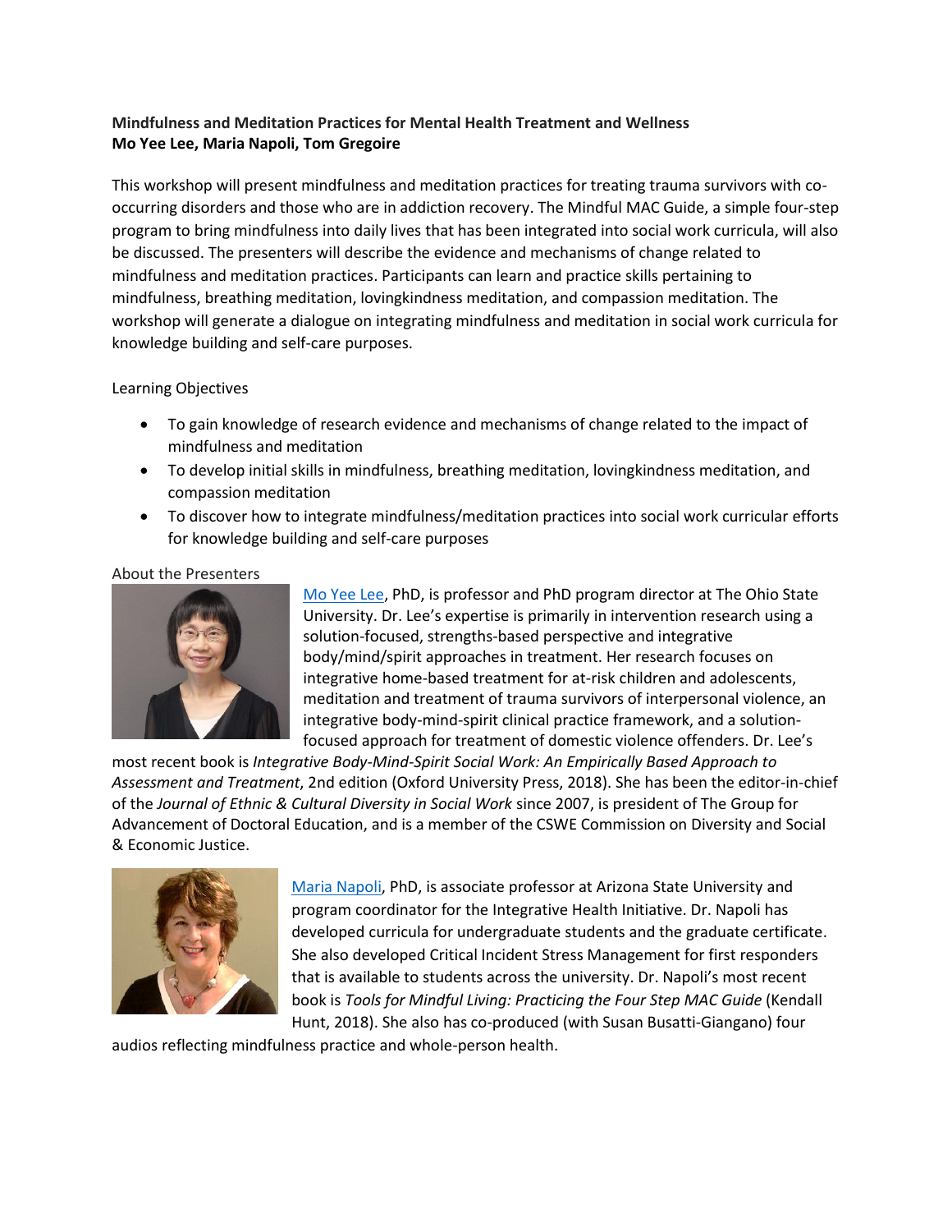**Mindfulness and Meditation Practices for Mental Health Treatment and Wellness**
**Mo Yee Lee, Maria Napoli, Tom Gregoire**

This workshop will present mindfulness and meditation practices for treating trauma survivors with co-occurring disorders and those who are in addiction recovery. The Mindful MAC Guide, a simple four-step program to bring mindfulness into daily lives that has been integrated into social work curricula, will also be discussed. The presenters will describe the evidence and mechanisms of change related to mindfulness and meditation practices. Participants can learn and practice skills pertaining to mindfulness, breathing meditation, lovingkindness meditation, and compassion meditation. The workshop will generate a dialogue on integrating mindfulness and meditation in social work curricula for knowledge building and self-care purposes.

Learning Objectives

- To gain knowledge of research evidence and mechanisms of change related to the impact of mindfulness and meditation
- To develop initial skills in mindfulness, breathing meditation, lovingkindness meditation, and compassion meditation
- To discover how to integrate mindfulness/meditation practices into social work curricular efforts for knowledge building and self-care purposes

About the Presenters

Mo Yee Lee, PhD, is professor and PhD program director at The Ohio State University. Dr. Lee's expertise is primarily in intervention research using a solution-focused, strengths-based perspective and integrative body/mind/spirit approaches in treatment. Her research focuses on integrative home-based treatment for at-risk children and adolescents, meditation and treatment of trauma survivors of interpersonal violence, an integrative body-mind-spirit clinical practice framework, and a solution-focused approach for treatment of domestic violence offenders. Dr. Lee's most recent book is *Integrative Body-Mind-Spirit Social Work: An Empirically Based Approach to Assessment and Treatment*, 2nd edition (Oxford University Press, 2018). She has been the editor-in-chief of the *Journal of Ethnic & Cultural Diversity in Social Work* since 2007, is president of The Group for Advancement of Doctoral Education, and is a member of the CSWE Commission on Diversity and Social & Economic Justice.

Maria Napoli, PhD, is associate professor at Arizona State University and program coordinator for the Integrative Health Initiative. Dr. Napoli has developed curricula for undergraduate students and the graduate certificate. She also developed Critical Incident Stress Management for first responders that is available to students across the university. Dr. Napoli's most recent book is *Tools for Mindful Living: Practicing the Four Step MAC Guide* (Kendall Hunt, 2018). She also has co-produced (with Susan Busatti-Giangano) four audios reflecting mindfulness practice and whole-person health.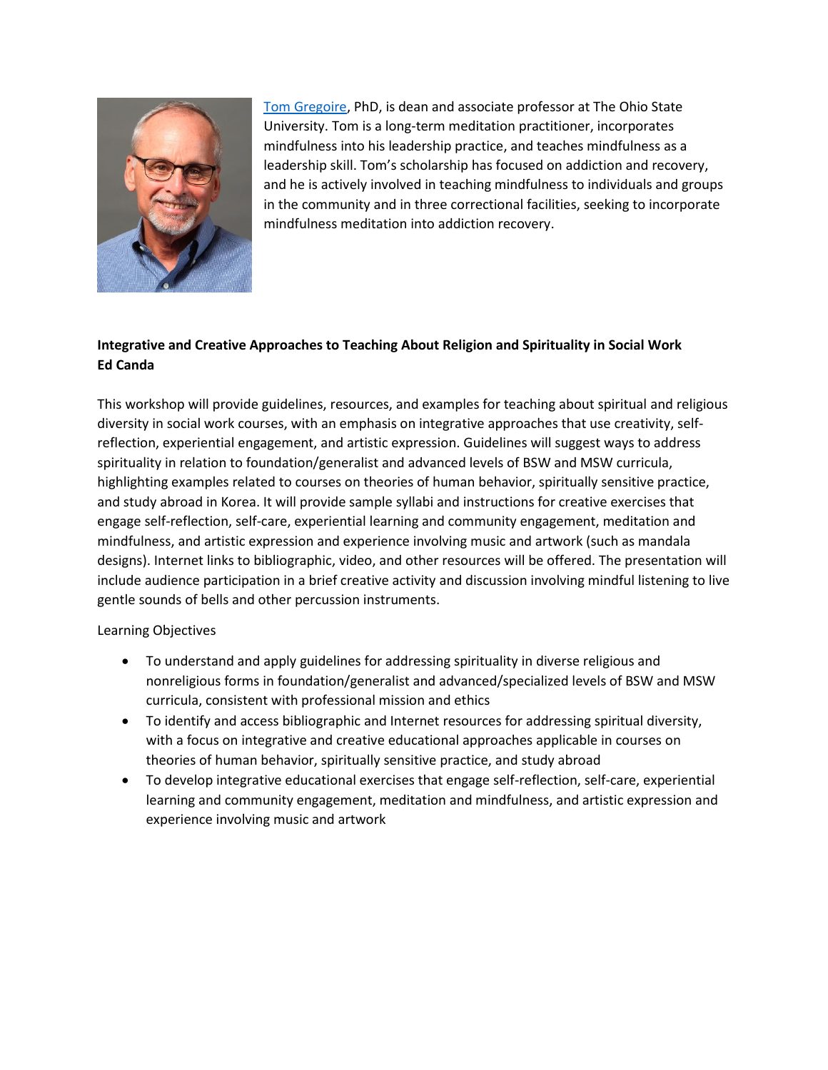[Tom Gregoire], PhD, is dean and associate professor at The Ohio State University. Tom is a long-term meditation practitioner, incorporates mindfulness into his leadership practice, and teaches mindfulness as a leadership skill. Tom's scholarship has focused on addiction and recovery, and he is actively involved in teaching mindfulness to individuals and groups in the community and in three correctional facilities, seeking to incorporate mindfulness meditation into addiction recovery.

**Integrative and Creative Approaches to Teaching About Religion and Spirituality in Social Work**
**Ed Canda**

This workshop will provide guidelines, resources, and examples for teaching about spiritual and religious diversity in social work courses, with an emphasis on integrative approaches that use creativity, self-reflection, experiential engagement, and artistic expression. Guidelines will suggest ways to address spirituality in relation to foundation/generalist and advanced levels of BSW and MSW curricula, highlighting examples related to courses on theories of human behavior, spiritually sensitive practice, and study abroad in Korea. It will provide sample syllabi and instructions for creative exercises that engage self-reflection, self-care, experiential learning and community engagement, meditation and mindfulness, and artistic expression and experience involving music and artwork (such as mandala designs). Internet links to bibliographic, video, and other resources will be offered. The presentation will include audience participation in a brief creative activity and discussion involving mindful listening to live gentle sounds of bells and other percussion instruments.

Learning Objectives

- To understand and apply guidelines for addressing spirituality in diverse religious and nonreligious forms in foundation/generalist and advanced/specialized levels of BSW and MSW curricula, consistent with professional mission and ethics
- To identify and access bibliographic and Internet resources for addressing spiritual diversity, with a focus on integrative and creative educational approaches applicable in courses on theories of human behavior, spiritually sensitive practice, and study abroad
- To develop integrative educational exercises that engage self-reflection, self-care, experiential learning and community engagement, meditation and mindfulness, and artistic expression and experience involving music and artwork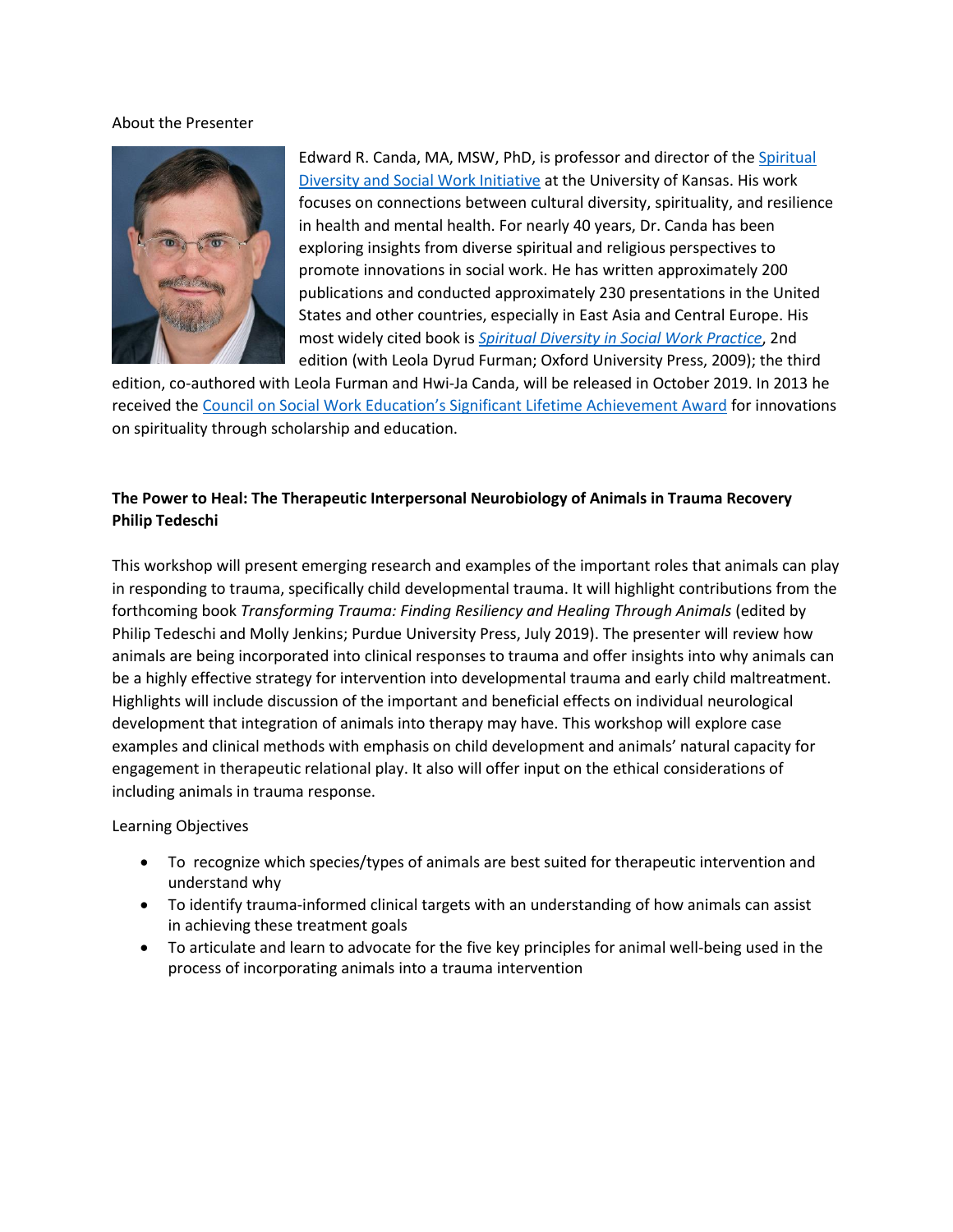About the Presenter

Edward R. Canda, MA, MSW, PhD, is professor and director of the Spiritual Diversity and Social Work Initiative at the University of Kansas. His work focuses on connections between cultural diversity, spirituality, and resilience in health and mental health. For nearly 40 years, Dr. Canda has been exploring insights from diverse spiritual and religious perspectives to promote innovations in social work. He has written approximately 200 publications and conducted approximately 230 presentations in the United States and other countries, especially in East Asia and Central Europe. His most widely cited book is *Spiritual Diversity in Social Work Practice*, 2nd edition (with Leola Dyrud Furman; Oxford University Press, 2009); the third edition, co-authored with Leola Furman and Hwi-Ja Canda, will be released in October 2019. In 2013 he received the Council on Social Work Education's Significant Lifetime Achievement Award for innovations on spirituality through scholarship and education.

**The Power to Heal: The Therapeutic Interpersonal Neurobiology of Animals in Trauma Recovery**
**Philip Tedeschi**

This workshop will present emerging research and examples of the important roles that animals can play in responding to trauma, specifically child developmental trauma. It will highlight contributions from the forthcoming book *Transforming Trauma: Finding Resiliency and Healing Through Animals* (edited by Philip Tedeschi and Molly Jenkins; Purdue University Press, July 2019). The presenter will review how animals are being incorporated into clinical responses to trauma and offer insights into why animals can be a highly effective strategy for intervention into developmental trauma and early child maltreatment. Highlights will include discussion of the important and beneficial effects on individual neurological development that integration of animals into therapy may have. This workshop will explore case examples and clinical methods with emphasis on child development and animals' natural capacity for engagement in therapeutic relational play. It also will offer input on the ethical considerations of including animals in trauma response.

Learning Objectives

- To recognize which species/types of animals are best suited for therapeutic intervention and understand why
- To identify trauma-informed clinical targets with an understanding of how animals can assist in achieving these treatment goals
- To articulate and learn to advocate for the five key principles for animal well-being used in the process of incorporating animals into a trauma intervention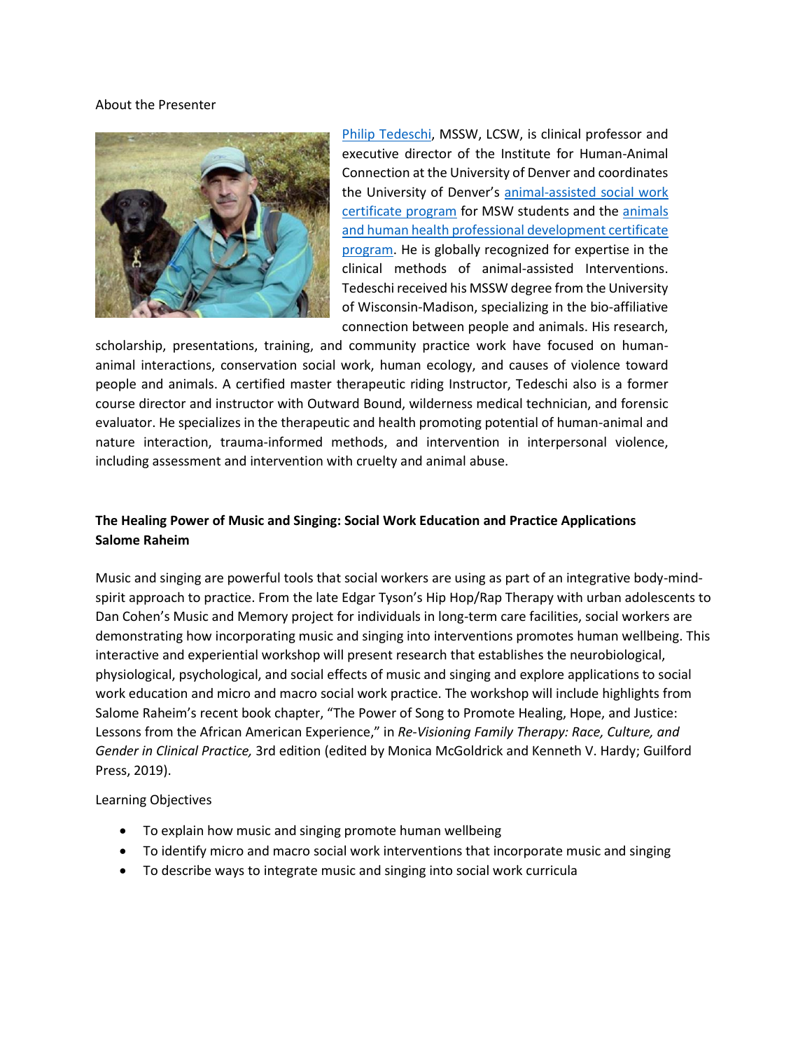About the Presenter

[Philip Tedeschi](), MSSW, LCSW, is clinical professor and executive director of the Institute for Human-Animal Connection at the University of Denver and coordinates the University of Denver's [animal-assisted social work certificate program]() for MSW students and the [animals and human health professional development certificate program](). He is globally recognized for expertise in the clinical methods of animal-assisted Interventions. Tedeschi received his MSSW degree from the University of Wisconsin-Madison, specializing in the bio-affiliative connection between people and animals. His research, scholarship, presentations, training, and community practice work have focused on human-animal interactions, conservation social work, human ecology, and causes of violence toward people and animals. A certified master therapeutic riding Instructor, Tedeschi also is a former course director and instructor with Outward Bound, wilderness medical technician, and forensic evaluator. He specializes in the therapeutic and health promoting potential of human-animal and nature interaction, trauma-informed methods, and intervention in interpersonal violence, including assessment and intervention with cruelty and animal abuse.

**The Healing Power of Music and Singing: Social Work Education and Practice Applications**
**Salome Raheim**

Music and singing are powerful tools that social workers are using as part of an integrative body-mind-spirit approach to practice. From the late Edgar Tyson's Hip Hop/Rap Therapy with urban adolescents to Dan Cohen's Music and Memory project for individuals in long-term care facilities, social workers are demonstrating how incorporating music and singing into interventions promotes human wellbeing. This interactive and experiential workshop will present research that establishes the neurobiological, physiological, psychological, and social effects of music and singing and explore applications to social work education and micro and macro social work practice. The workshop will include highlights from Salome Raheim's recent book chapter, "The Power of Song to Promote Healing, Hope, and Justice: Lessons from the African American Experience," in *Re-Visioning Family Therapy: Race, Culture, and Gender in Clinical Practice,* 3rd edition (edited by Monica McGoldrick and Kenneth V. Hardy; Guilford Press, 2019).

Learning Objectives

- To explain how music and singing promote human wellbeing
- To identify micro and macro social work interventions that incorporate music and singing
- To describe ways to integrate music and singing into social work curricula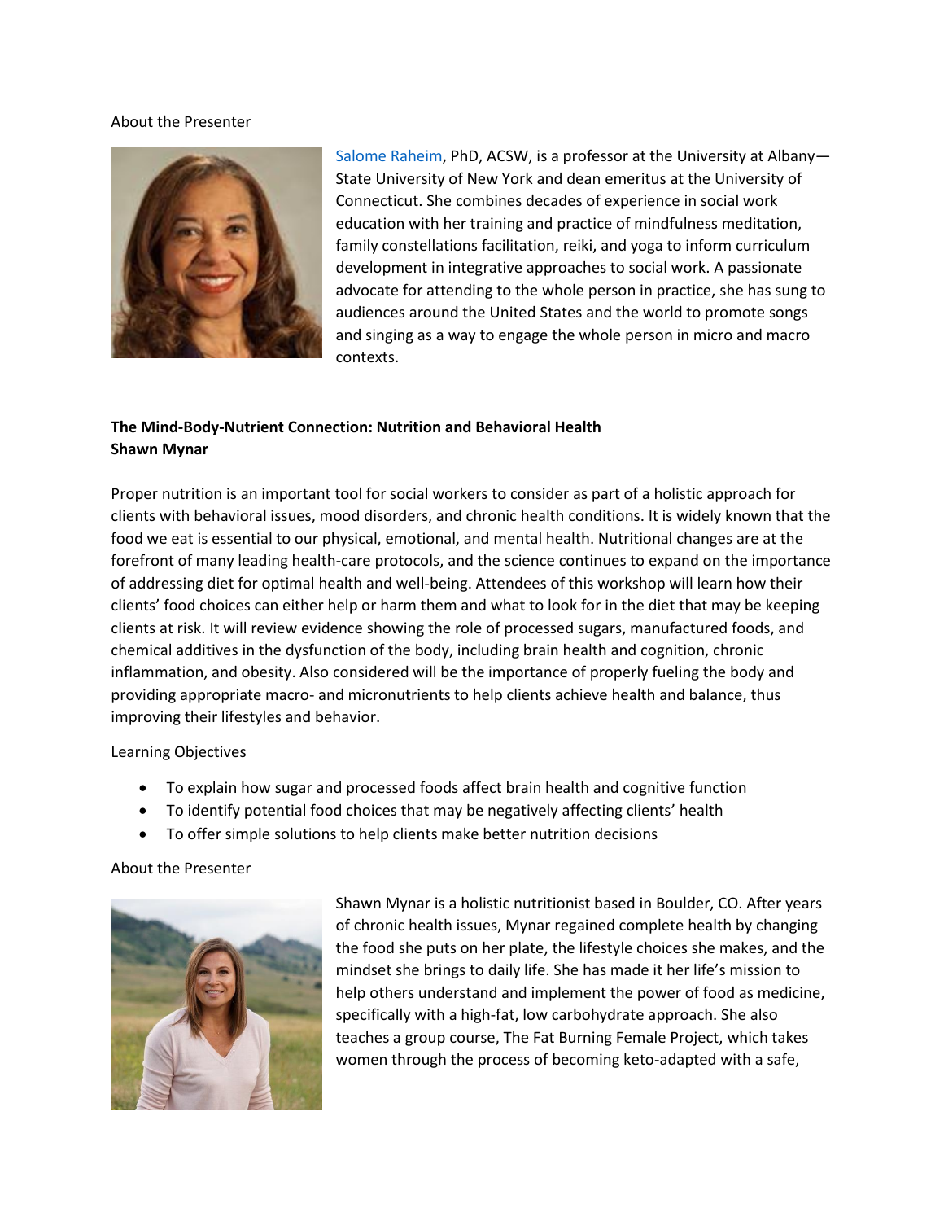About the Presenter

[Salome Raheim](), PhD, ACSW, is a professor at the University at Albany—State University of New York and dean emeritus at the University of Connecticut. She combines decades of experience in social work education with her training and practice of mindfulness meditation, family constellations facilitation, reiki, and yoga to inform curriculum development in integrative approaches to social work. A passionate advocate for attending to the whole person in practice, she has sung to audiences around the United States and the world to promote songs and singing as a way to engage the whole person in micro and macro contexts.

**The Mind-Body-Nutrient Connection: Nutrition and Behavioral Health**
**Shawn Mynar**

Proper nutrition is an important tool for social workers to consider as part of a holistic approach for clients with behavioral issues, mood disorders, and chronic health conditions. It is widely known that the food we eat is essential to our physical, emotional, and mental health. Nutritional changes are at the forefront of many leading health-care protocols, and the science continues to expand on the importance of addressing diet for optimal health and well-being. Attendees of this workshop will learn how their clients' food choices can either help or harm them and what to look for in the diet that may be keeping clients at risk. It will review evidence showing the role of processed sugars, manufactured foods, and chemical additives in the dysfunction of the body, including brain health and cognition, chronic inflammation, and obesity. Also considered will be the importance of properly fueling the body and providing appropriate macro- and micronutrients to help clients achieve health and balance, thus improving their lifestyles and behavior.

Learning Objectives

- To explain how sugar and processed foods affect brain health and cognitive function
- To identify potential food choices that may be negatively affecting clients' health
- To offer simple solutions to help clients make better nutrition decisions

About the Presenter

Shawn Mynar is a holistic nutritionist based in Boulder, CO. After years of chronic health issues, Mynar regained complete health by changing the food she puts on her plate, the lifestyle choices she makes, and the mindset she brings to daily life. She has made it her life's mission to help others understand and implement the power of food as medicine, specifically with a high-fat, low carbohydrate approach. She also teaches a group course, The Fat Burning Female Project, which takes women through the process of becoming keto-adapted with a safe,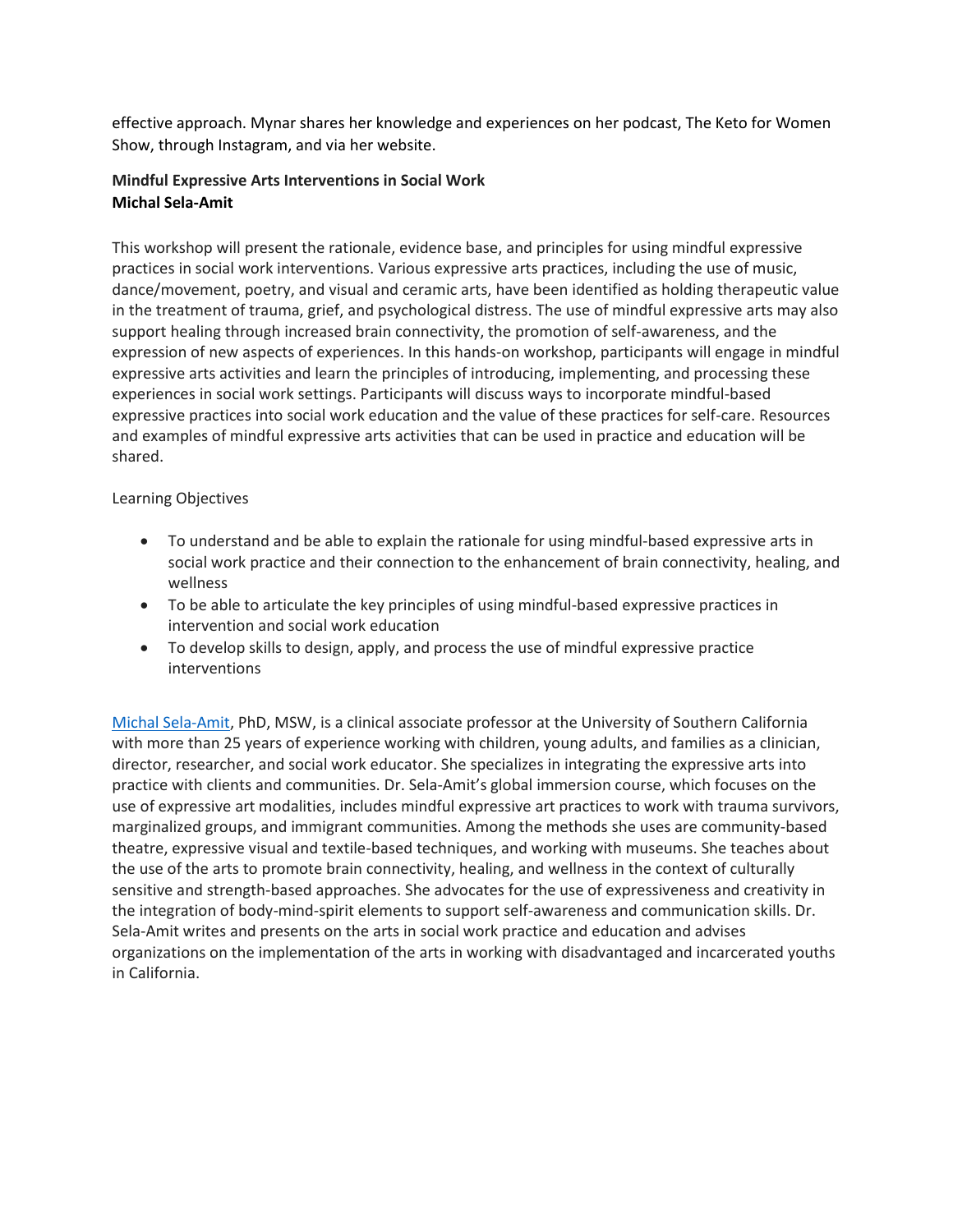effective approach. Mynar shares her knowledge and experiences on her podcast, The Keto for Women Show, through Instagram, and via her website.

**Mindful Expressive Arts Interventions in Social Work**
**Michal Sela-Amit**

This workshop will present the rationale, evidence base, and principles for using mindful expressive practices in social work interventions. Various expressive arts practices, including the use of music, dance/movement, poetry, and visual and ceramic arts, have been identified as holding therapeutic value in the treatment of trauma, grief, and psychological distress. The use of mindful expressive arts may also support healing through increased brain connectivity, the promotion of self-awareness, and the expression of new aspects of experiences. In this hands-on workshop, participants will engage in mindful expressive arts activities and learn the principles of introducing, implementing, and processing these experiences in social work settings. Participants will discuss ways to incorporate mindful-based expressive practices into social work education and the value of these practices for self-care. Resources and examples of mindful expressive arts activities that can be used in practice and education will be shared.

Learning Objectives

- To understand and be able to explain the rationale for using mindful-based expressive arts in social work practice and their connection to the enhancement of brain connectivity, healing, and wellness
- To be able to articulate the key principles of using mindful-based expressive practices in intervention and social work education
- To develop skills to design, apply, and process the use of mindful expressive practice interventions

Michal Sela-Amit, PhD, MSW, is a clinical associate professor at the University of Southern California with more than 25 years of experience working with children, young adults, and families as a clinician, director, researcher, and social work educator. She specializes in integrating the expressive arts into practice with clients and communities. Dr. Sela-Amit's global immersion course, which focuses on the use of expressive art modalities, includes mindful expressive art practices to work with trauma survivors, marginalized groups, and immigrant communities. Among the methods she uses are community-based theatre, expressive visual and textile-based techniques, and working with museums. She teaches about the use of the arts to promote brain connectivity, healing, and wellness in the context of culturally sensitive and strength-based approaches. She advocates for the use of expressiveness and creativity in the integration of body-mind-spirit elements to support self-awareness and communication skills. Dr. Sela-Amit writes and presents on the arts in social work practice and education and advises organizations on the implementation of the arts in working with disadvantaged and incarcerated youths in California.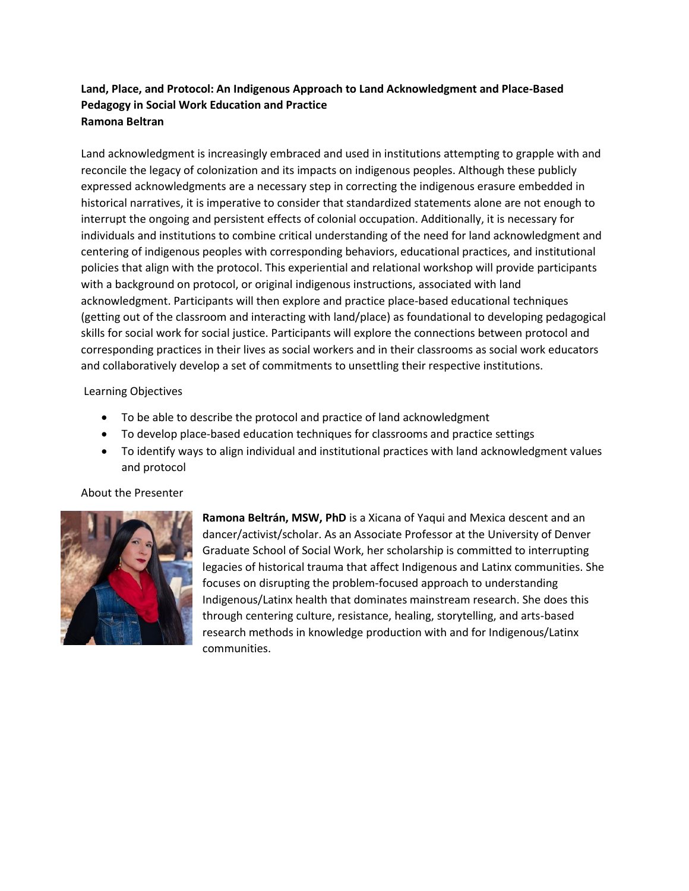**Land, Place, and Protocol: An Indigenous Approach to Land Acknowledgment and Place-Based Pedagogy in Social Work Education and Practice**
**Ramona Beltran**

Land acknowledgment is increasingly embraced and used in institutions attempting to grapple with and reconcile the legacy of colonization and its impacts on indigenous peoples. Although these publicly expressed acknowledgments are a necessary step in correcting the indigenous erasure embedded in historical narratives, it is imperative to consider that standardized statements alone are not enough to interrupt the ongoing and persistent effects of colonial occupation. Additionally, it is necessary for individuals and institutions to combine critical understanding of the need for land acknowledgment and centering of indigenous peoples with corresponding behaviors, educational practices, and institutional policies that align with the protocol. This experiential and relational workshop will provide participants with a background on protocol, or original indigenous instructions, associated with land acknowledgment. Participants will then explore and practice place-based educational techniques (getting out of the classroom and interacting with land/place) as foundational to developing pedagogical skills for social work for social justice. Participants will explore the connections between protocol and corresponding practices in their lives as social workers and in their classrooms as social work educators and collaboratively develop a set of commitments to unsettling their respective institutions.

Learning Objectives

- To be able to describe the protocol and practice of land acknowledgment
- To develop place-based education techniques for classrooms and practice settings
- To identify ways to align individual and institutional practices with land acknowledgment values and protocol

About the Presenter

**Ramona Beltrán, MSW, PhD** is a Xicana of Yaqui and Mexica descent and an dancer/activist/scholar. As an Associate Professor at the University of Denver Graduate School of Social Work, her scholarship is committed to interrupting legacies of historical trauma that affect Indigenous and Latinx communities. She focuses on disrupting the problem-focused approach to understanding Indigenous/Latinx health that dominates mainstream research. She does this through centering culture, resistance, healing, storytelling, and arts-based research methods in knowledge production with and for Indigenous/Latinx communities.